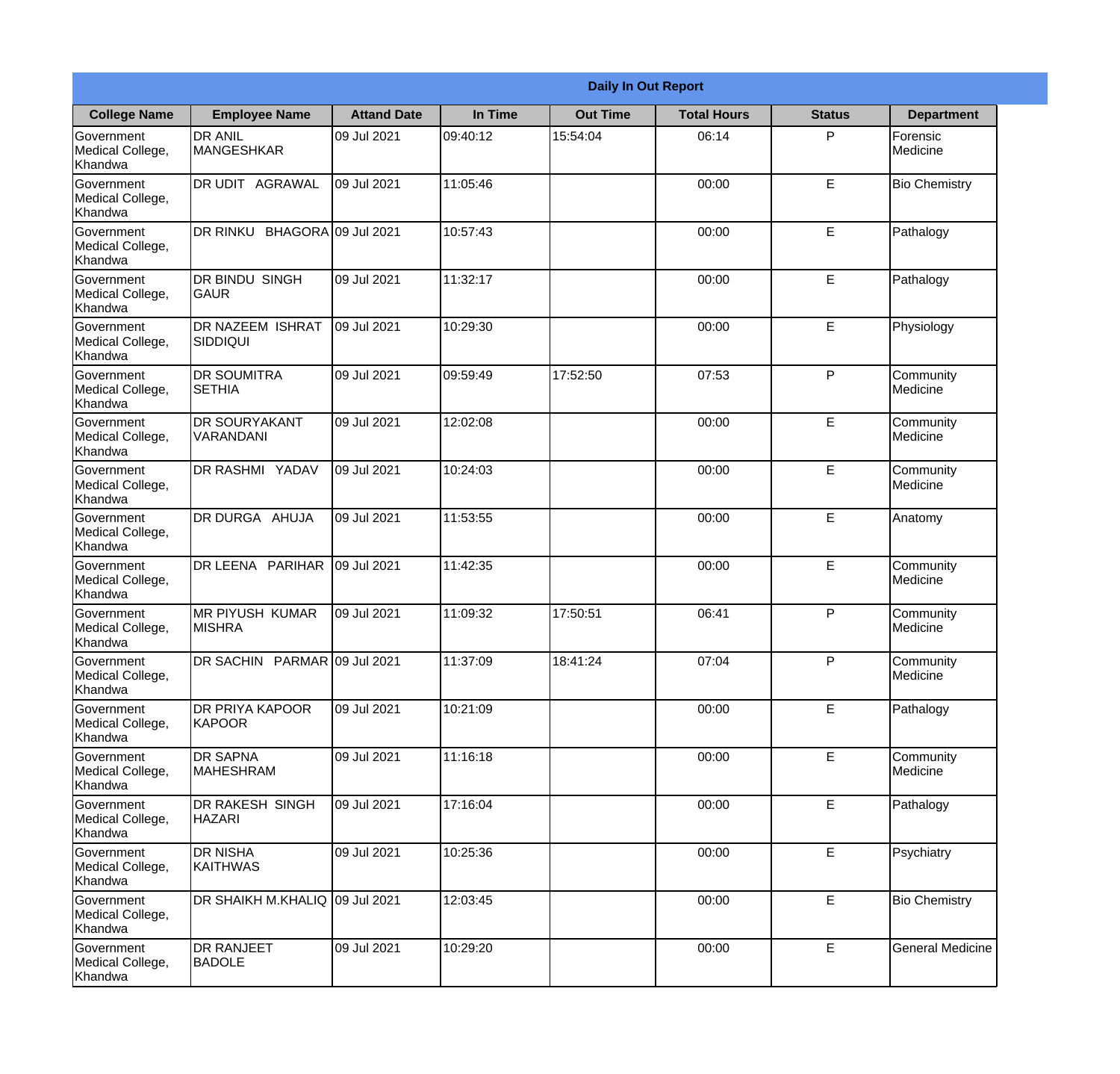# Daily In Out Report

| College Name | Employee Name | Attand Date | In Time | Out Time | Total Hours | Status | Department |
|---|---|---|---|---|---|---|---|
| Government Medical College, Khandwa | DR ANIL MANGESHKAR | 09 Jul 2021 | 09:40:12 | 15:54:04 | 06:14 | P | Forensic Medicine |
| Government Medical College, Khandwa | DR UDIT AGRAWAL | 09 Jul 2021 | 11:05:46 | | 00:00 | E | Bio Chemistry |
| Government Medical College, Khandwa | DR RINKU BHAGORA | 09 Jul 2021 | 10:57:43 | | 00:00 | E | Pathalogy |
| Government Medical College, Khandwa | DR BINDU SINGH GAUR | 09 Jul 2021 | 11:32:17 | | 00:00 | E | Pathalogy |
| Government Medical College, Khandwa | DR NAZEEM ISHRAT SIDDIQUI | 09 Jul 2021 | 10:29:30 | | 00:00 | E | Physiology |
| Government Medical College, Khandwa | DR SOUMITRA SETHIA | 09 Jul 2021 | 09:59:49 | 17:52:50 | 07:53 | P | Community Medicine |
| Government Medical College, Khandwa | DR SOURYAKANT VARANDANI | 09 Jul 2021 | 12:02:08 | | 00:00 | E | Community Medicine |
| Government Medical College, Khandwa | DR RASHMI YADAV | 09 Jul 2021 | 10:24:03 | | 00:00 | E | Community Medicine |
| Government Medical College, Khandwa | DR DURGA AHUJA | 09 Jul 2021 | 11:53:55 | | 00:00 | E | Anatomy |
| Government Medical College, Khandwa | DR LEENA PARIHAR | 09 Jul 2021 | 11:42:35 | | 00:00 | E | Community Medicine |
| Government Medical College, Khandwa | MR PIYUSH KUMAR MISHRA | 09 Jul 2021 | 11:09:32 | 17:50:51 | 06:41 | P | Community Medicine |
| Government Medical College, Khandwa | DR SACHIN PARMAR | 09 Jul 2021 | 11:37:09 | 18:41:24 | 07:04 | P | Community Medicine |
| Government Medical College, Khandwa | DR PRIYA KAPOOR KAPOOR | 09 Jul 2021 | 10:21:09 | | 00:00 | E | Pathalogy |
| Government Medical College, Khandwa | DR SAPNA MAHESHRAM | 09 Jul 2021 | 11:16:18 | | 00:00 | E | Community Medicine |
| Government Medical College, Khandwa | DR RAKESH SINGH HAZARI | 09 Jul 2021 | 17:16:04 | | 00:00 | E | Pathalogy |
| Government Medical College, Khandwa | DR NISHA KAITHWAS | 09 Jul 2021 | 10:25:36 | | 00:00 | E | Psychiatry |
| Government Medical College, Khandwa | DR SHAIKH M.KHALIQ | 09 Jul 2021 | 12:03:45 | | 00:00 | E | Bio Chemistry |
| Government Medical College, Khandwa | DR RANJEET BADOLE | 09 Jul 2021 | 10:29:20 | | 00:00 | E | General Medicine |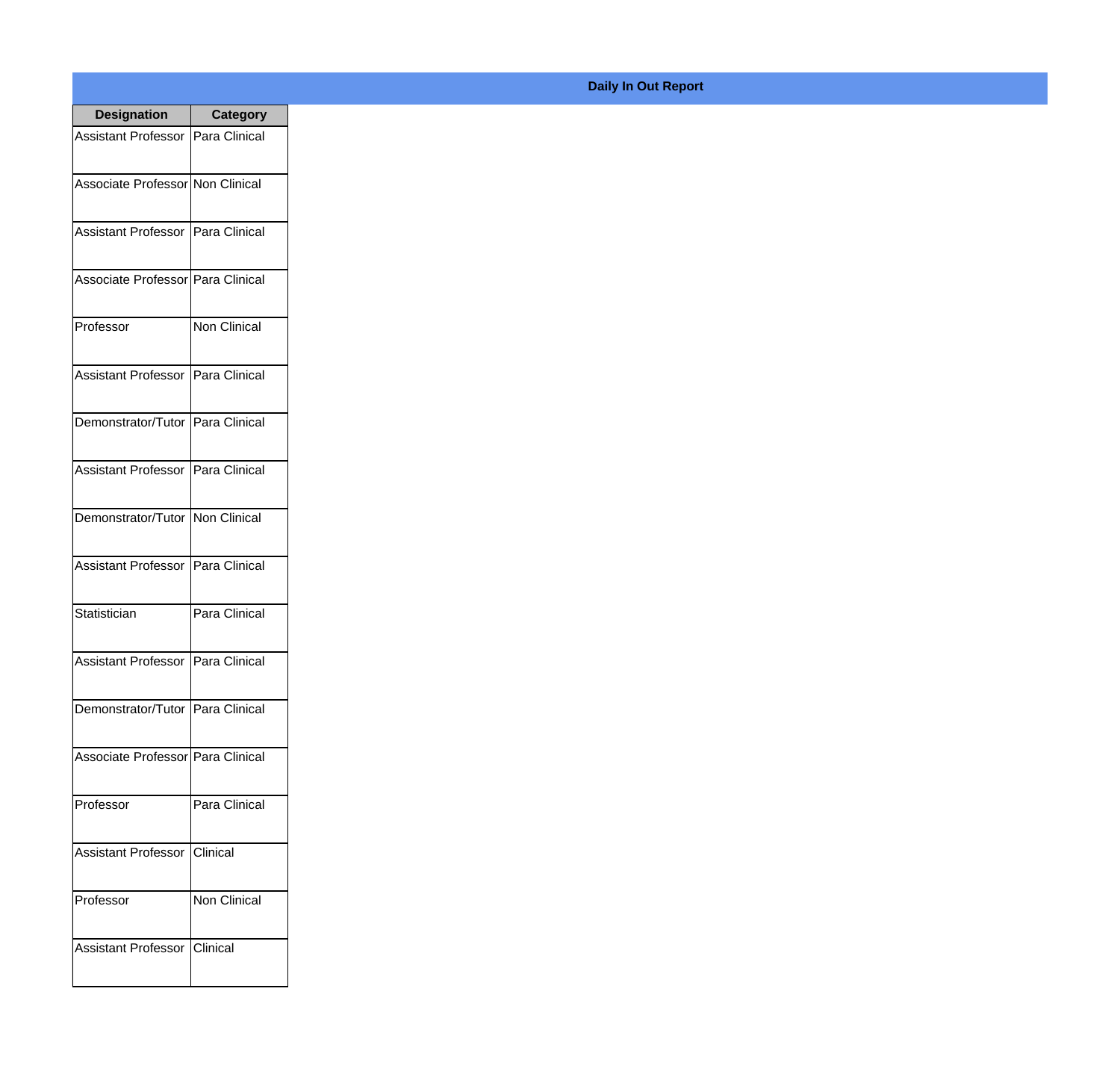**Daily In Out Report**

| Designation | Category |
|---|---|
| Assistant Professor | Para Clinical |
| Associate Professor | Non Clinical |
| Assistant Professor | Para Clinical |
| Associate Professor | Para Clinical |
| Professor | Non Clinical |
| Assistant Professor | Para Clinical |
| Demonstrator/Tutor | Para Clinical |
| Assistant Professor | Para Clinical |
| Demonstrator/Tutor | Non Clinical |
| Assistant Professor | Para Clinical |
| Statistician | Para Clinical |
| Assistant Professor | Para Clinical |
| Demonstrator/Tutor | Para Clinical |
| Associate Professor | Para Clinical |
| Professor | Para Clinical |
| Assistant Professor | Clinical |
| Professor | Non Clinical |
| Assistant Professor | Clinical |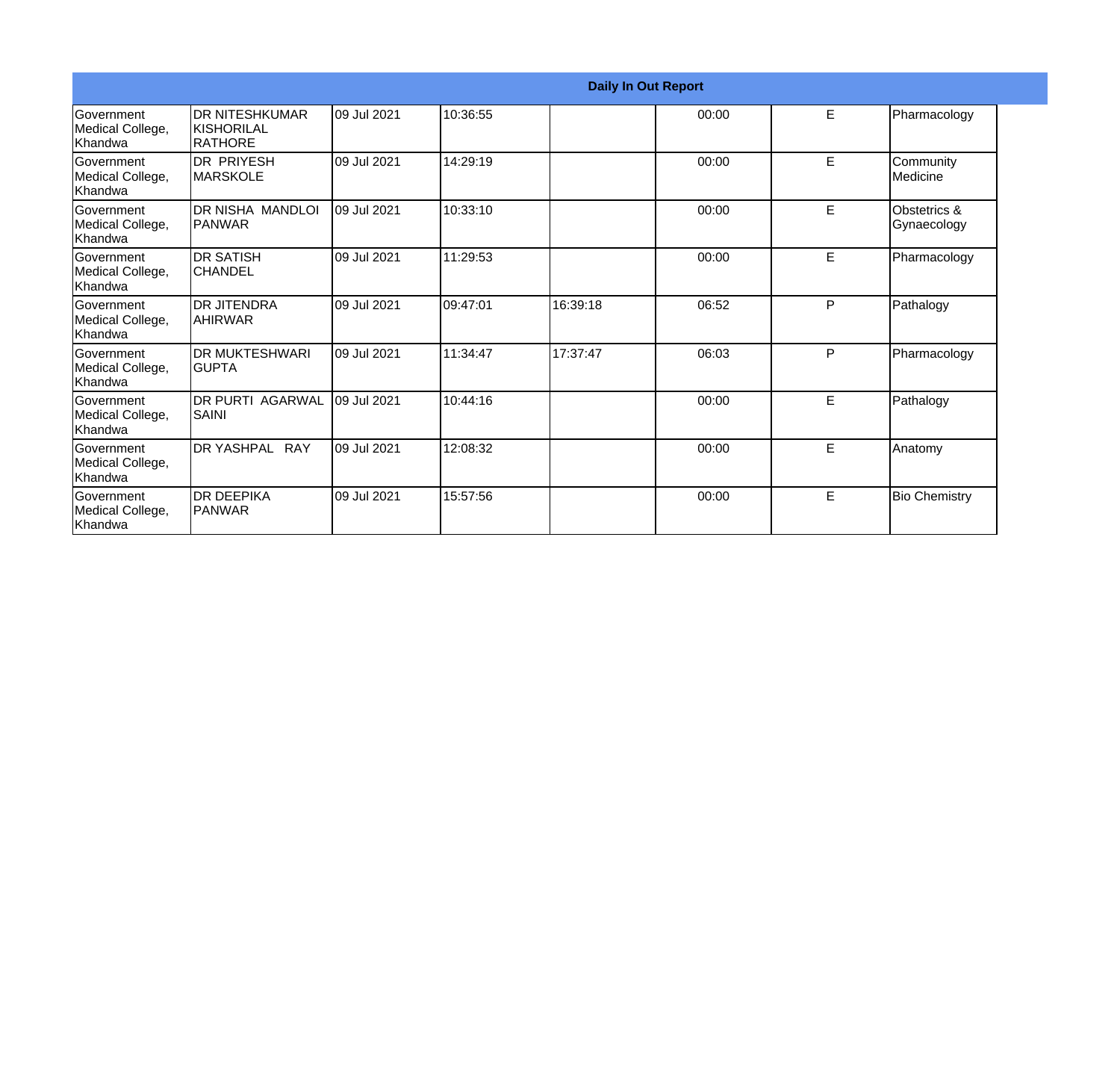**Daily In Out Report**

| | | | | | | | |
|---|---|---|---|---|---|---|---|
| Government Medical College, Khandwa | DR NITESHKUMAR KISHORILAL RATHORE | 09 Jul 2021 | 10:36:55 | | 00:00 | E | Pharmacology |
| Government Medical College, Khandwa | DR PRIYESH MARSKOLE | 09 Jul 2021 | 14:29:19 | | 00:00 | E | Community Medicine |
| Government Medical College, Khandwa | DR NISHA MANDLOI PANWAR | 09 Jul 2021 | 10:33:10 | | 00:00 | E | Obstetrics & Gynaecology |
| Government Medical College, Khandwa | DR SATISH CHANDEL | 09 Jul 2021 | 11:29:53 | | 00:00 | E | Pharmacology |
| Government Medical College, Khandwa | DR JITENDRA AHIRWAR | 09 Jul 2021 | 09:47:01 | 16:39:18 | 06:52 | P | Pathalogy |
| Government Medical College, Khandwa | DR MUKTESHWARI GUPTA | 09 Jul 2021 | 11:34:47 | 17:37:47 | 06:03 | P | Pharmacology |
| Government Medical College, Khandwa | DR PURTI AGARWAL SAINI | 09 Jul 2021 | 10:44:16 | | 00:00 | E | Pathalogy |
| Government Medical College, Khandwa | DR YASHPAL RAY | 09 Jul 2021 | 12:08:32 | | 00:00 | E | Anatomy |
| Government Medical College, Khandwa | DR DEEPIKA PANWAR | 09 Jul 2021 | 15:57:56 | | 00:00 | E | Bio Chemistry |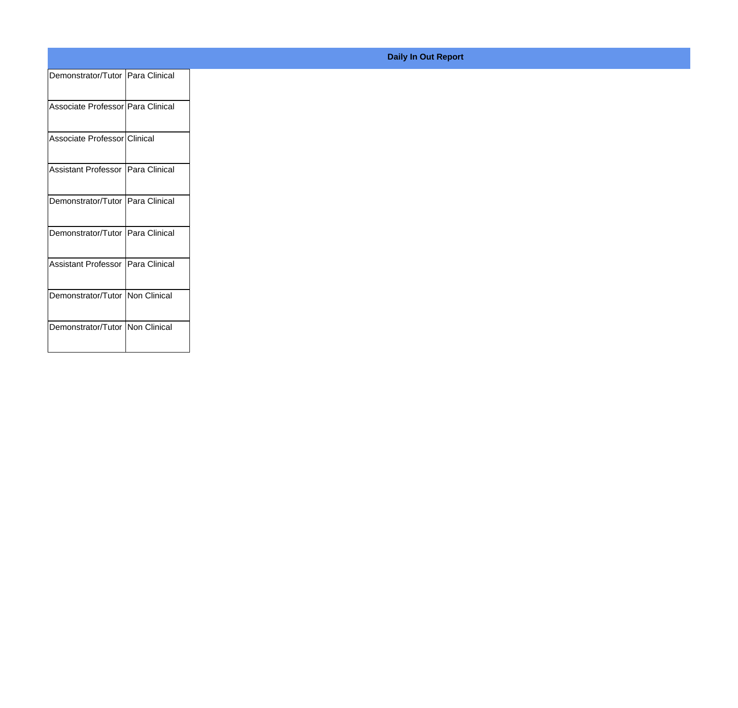**Daily In Out Report**

| | |
|---|---|
| Demonstrator/Tutor | Para Clinical |
| Associate Professor | Para Clinical |
| Associate Professor | Clinical |
| Assistant Professor | Para Clinical |
| Demonstrator/Tutor | Para Clinical |
| Demonstrator/Tutor | Para Clinical |
| Assistant Professor | Para Clinical |
| Demonstrator/Tutor | Non Clinical |
| Demonstrator/Tutor | Non Clinical |